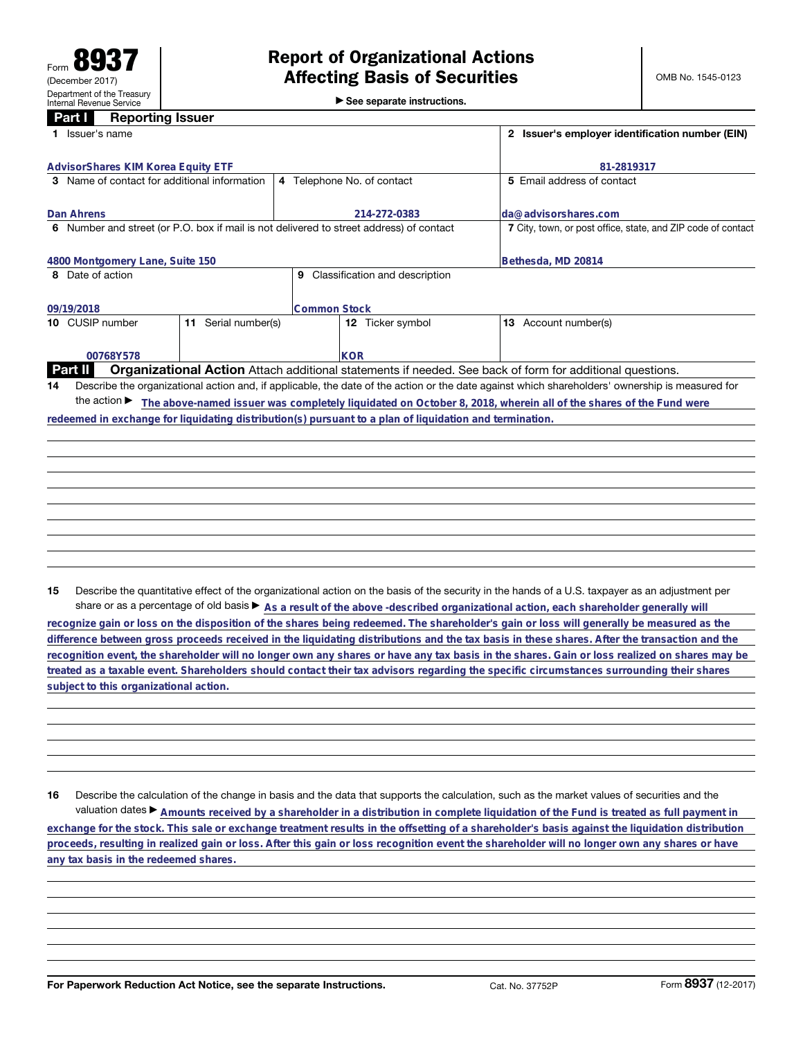Form **8937**
(December 2017)
Department of the Treasury
Internal Revenue Service

# Report of Organizational Actions Affecting Basis of Securities

► See separate instructions.

OMB No. 1545-0123

## Part I Reporting Issuer

| | |
|---|---|
| **1** Issuer's name: AdvisorShares KIM Korea Equity ETF | **2** Issuer's employer identification number (EIN): 81-2819317 |

| | | |
|---|---|---|
| **3** Name of contact for additional information: Dan Ahrens | **4** Telephone No. of contact: 214-272-0383 | **5** Email address of contact: da@advisorshares.com |

| | |
|---|---|
| **6** Number and street (or P.O. box if mail is not delivered to street address) of contact: 4800 Montgomery Lane, Suite 150 | **7** City, town, or post office, state, and ZIP code of contact: Bethesda, MD 20814 |

| | |
|---|---|
| **8** Date of action: 09/19/2018 | **9** Classification and description: Common Stock |

| | | | |
|---|---|---|---|
| **10** CUSIP number: 00768Y578 | **11** Serial number(s): | **12** Ticker symbol: KOR | **13** Account number(s): |

## Part II Organizational Action

Attach additional statements if needed. See back of form for additional questions.

**14** Describe the organizational action and, if applicable, the date of the action or the date against which shareholders' ownership is measured for the action ► The above-named issuer was completely liquidated on October 8, 2018, wherein all of the shares of the Fund were redeemed in exchange for liquidating distribution(s) pursuant to a plan of liquidation and termination.

**15** Describe the quantitative effect of the organizational action on the basis of the security in the hands of a U.S. taxpayer as an adjustment per share or as a percentage of old basis ► As a result of the above -described organizational action, each shareholder generally will recognize gain or loss on the disposition of the shares being redeemed. The shareholder's gain or loss will generally be measured as the difference between gross proceeds received in the liquidating distributions and the tax basis in these shares. After the transaction and the recognition event, the shareholder will no longer own any shares or have any tax basis in the shares. Gain or loss realized on shares may be treated as a taxable event. Shareholders should contact their tax advisors regarding the specific circumstances surrounding their shares subject to this organizational action.

**16** Describe the calculation of the change in basis and the data that supports the calculation, such as the market values of securities and the valuation dates ► Amounts received by a shareholder in a distribution in complete liquidation of the Fund is treated as full payment in exchange for the stock. This sale or exchange treatment results in the offsetting of a shareholder's basis against the liquidation distribution proceeds, resulting in realized gain or loss. After this gain or loss recognition event the shareholder will no longer own any shares or have any tax basis in the redeemed shares.

For Paperwork Reduction Act Notice, see the separate Instructions. Cat. No. 37752P Form **8937** (12-2017)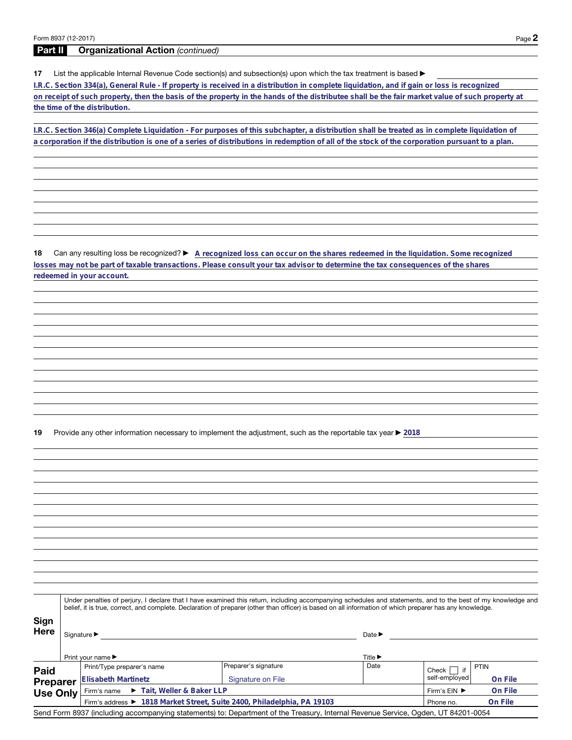## Part II Organizational Action *(continued)*

**17** List the applicable Internal Revenue Code section(s) and subsection(s) upon which the tax treatment is based ▶

**I.R.C. Section 334(a), General Rule - If property is received in a distribution in complete liquidation, and if gain or loss is recognized on receipt of such property, then the basis of the property in the hands of the distributee shall be the fair market value of such property at the time of the distribution.**

**I.R.C. Section 346(a) Complete Liquidation - For purposes of this subchapter, a distribution shall be treated as in complete liquidation of a corporation if the distribution is one of a series of distributions in redemption of all of the stock of the corporation pursuant to a plan.**

**18** Can any resulting loss be recognized? ▶ **A recognized loss can occur on the shares redeemed in the liquidation. Some recognized losses may not be part of taxable transactions. Please consult your tax advisor to determine the tax consequences of the shares redeemed in your account.**

**19** Provide any other information necessary to implement the adjustment, such as the reportable tax year ▶ **2018**

**Sign Here**

Under penalties of perjury, I declare that I have examined this return, including accompanying schedules and statements, and to the best of my knowledge and belief, it is true, correct, and complete. Declaration of preparer (other than officer) is based on all information of which preparer has any knowledge.

Signature ▶ Date ▶

Print your name ▶ Title ▶

**Paid Preparer Use Only**

| Print/Type preparer's name | Preparer's signature | Date | Check ☐ if self-employed | PTIN |
|---|---|---|---|---|
| **Elisabeth Martinetz** | Signature on File | | | **On File** |
| Firm's name ▶ **Tait, Weller & Baker LLP** | | | Firm's EIN ▶ | **On File** |
| Firm's address ▶ **1818 Market Street, Suite 2400, Philadelphia, PA 19103** | | | Phone no. | **On File** |

Send Form 8937 (including accompanying statements) to: Department of the Treasury, Internal Revenue Service, Ogden, UT 84201-0054